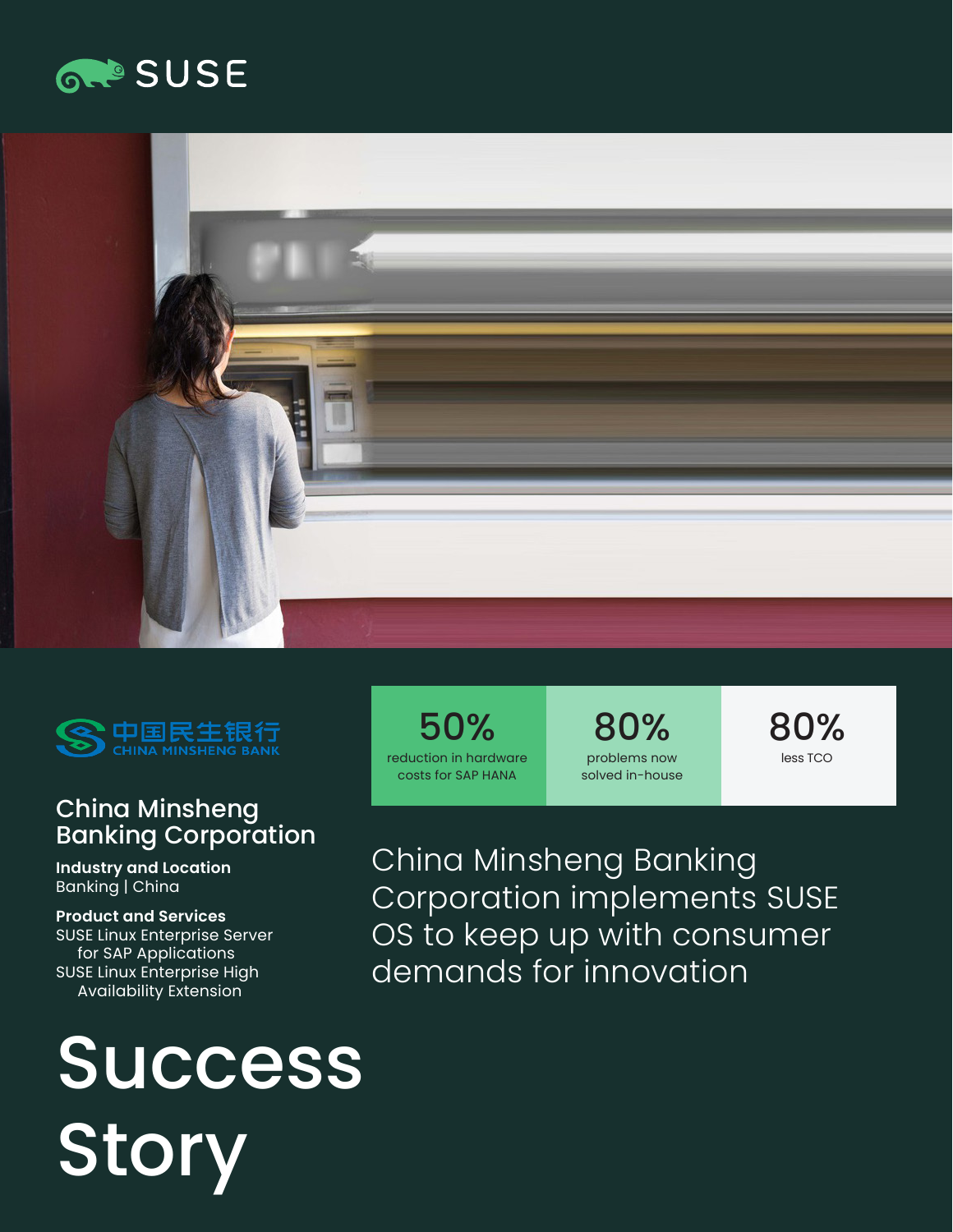SUSE

中国民生银行
CHINA MINSHENG BANK

## China Minsheng Banking Corporation

**Industry and Location**
Banking | China

**Product and Services**
SUSE Linux Enterprise Server for SAP Applications
SUSE Linux Enterprise High Availability Extension

# Success Story

| 50% | 80% | 80% |
|---|---|---|
| reduction in hardware costs for SAP HANA | problems now solved in-house | less TCO |

## China Minsheng Banking Corporation implements SUSE OS to keep up with consumer demands for innovation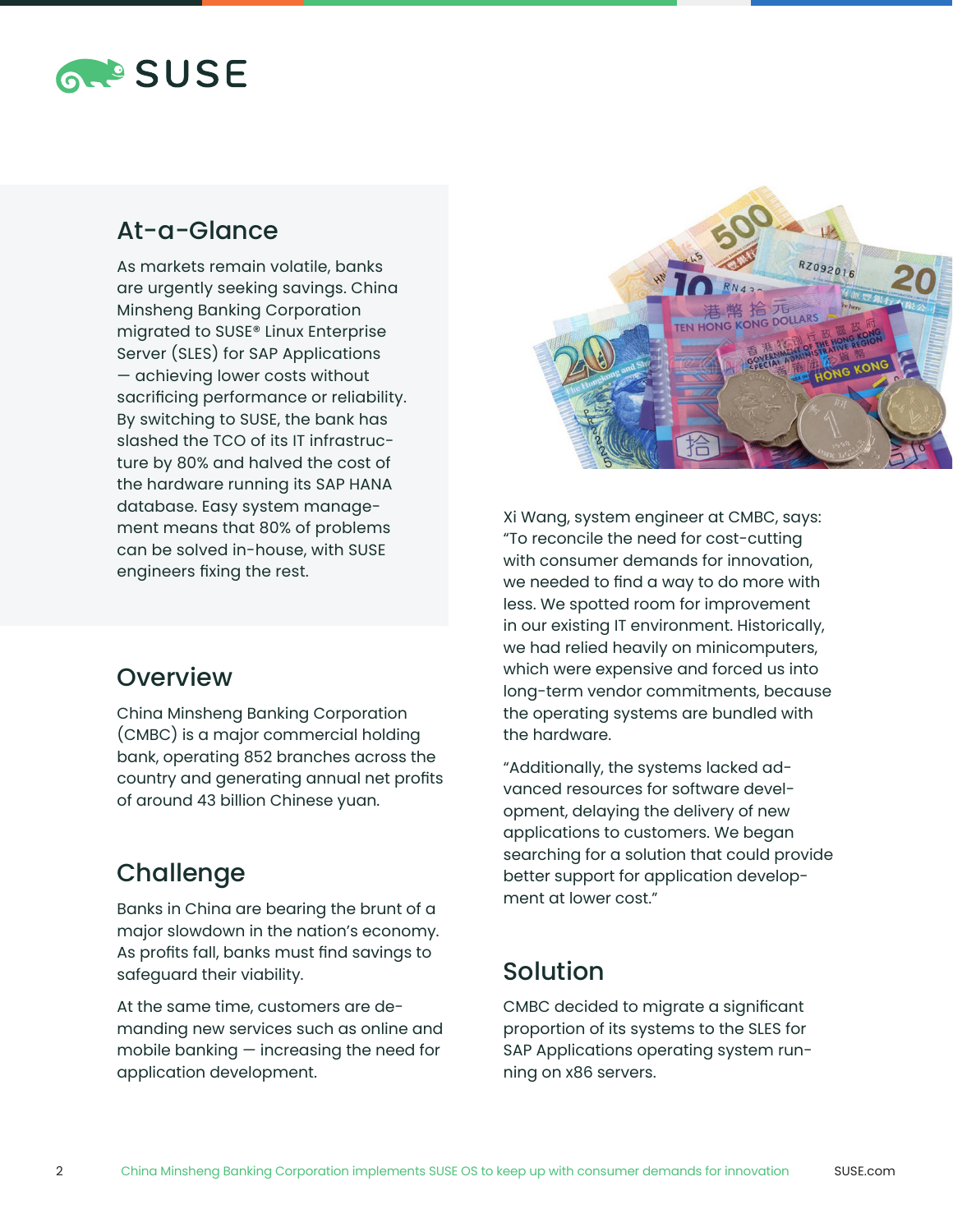## At-a-Glance

As markets remain volatile, banks are urgently seeking savings. China Minsheng Banking Corporation migrated to SUSE® Linux Enterprise Server (SLES) for SAP Applications — achieving lower costs without sacrificing performance or reliability. By switching to SUSE, the bank has slashed the TCO of its IT infrastructure by 80% and halved the cost of the hardware running its SAP HANA database. Easy system management means that 80% of problems can be solved in-house, with SUSE engineers fixing the rest.

## Overview

China Minsheng Banking Corporation (CMBC) is a major commercial holding bank, operating 852 branches across the country and generating annual net profits of around 43 billion Chinese yuan.

## Challenge

Banks in China are bearing the brunt of a major slowdown in the nation's economy. As profits fall, banks must find savings to safeguard their viability.

At the same time, customers are demanding new services such as online and mobile banking — increasing the need for application development.

Xi Wang, system engineer at CMBC, says: "To reconcile the need for cost-cutting with consumer demands for innovation, we needed to find a way to do more with less. We spotted room for improvement in our existing IT environment. Historically, we had relied heavily on minicomputers, which were expensive and forced us into long-term vendor commitments, because the operating systems are bundled with the hardware.

"Additionally, the systems lacked advanced resources for software development, delaying the delivery of new applications to customers. We began searching for a solution that could provide better support for application development at lower cost."

## Solution

CMBC decided to migrate a significant proportion of its systems to the SLES for SAP Applications operating system running on x86 servers.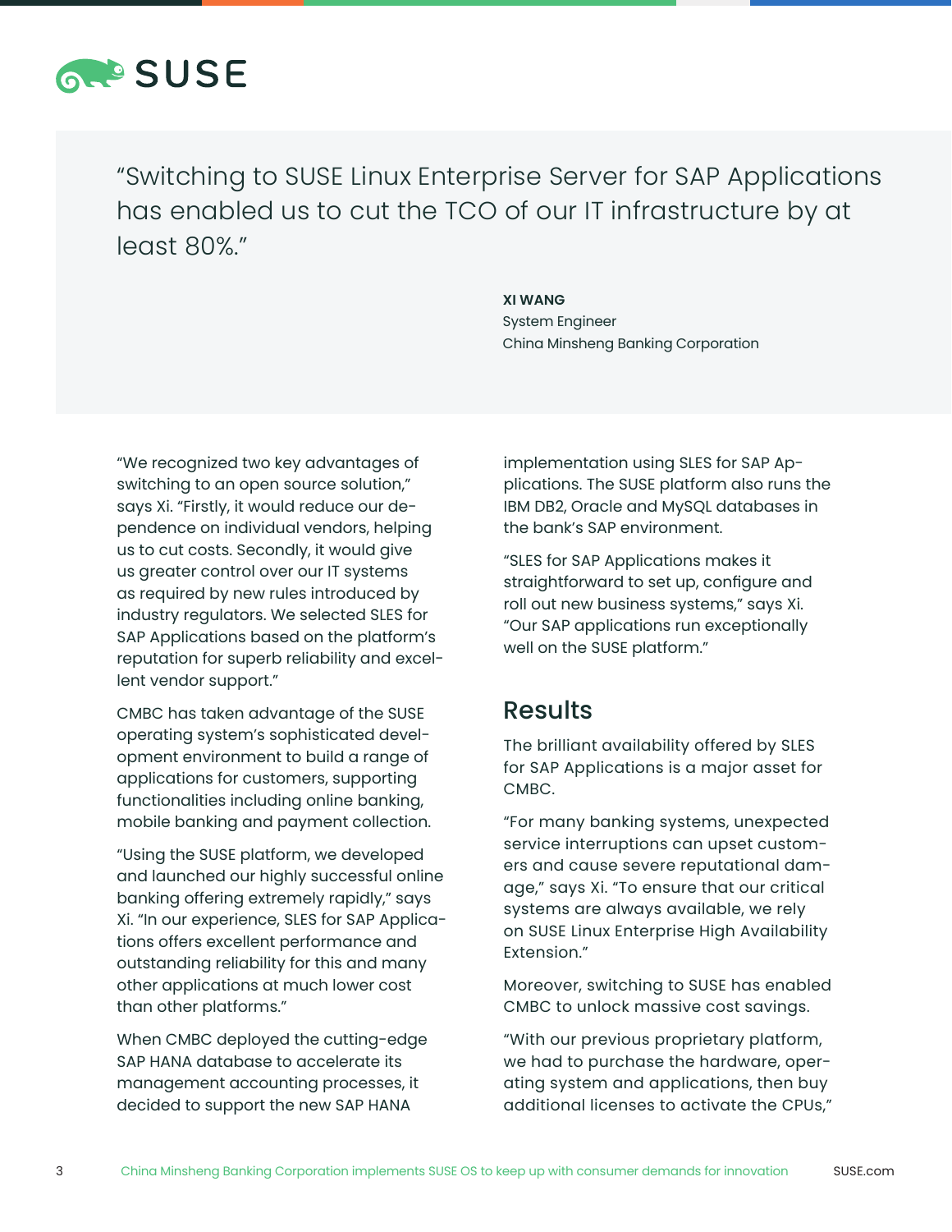> "Switching to SUSE Linux Enterprise Server for SAP Applications has enabled us to cut the TCO of our IT infrastructure by at least 80%."
>
> **XI WANG**
> System Engineer
> China Minsheng Banking Corporation

"We recognized two key advantages of switching to an open source solution," says Xi. "Firstly, it would reduce our dependence on individual vendors, helping us to cut costs. Secondly, it would give us greater control over our IT systems as required by new rules introduced by industry regulators. We selected SLES for SAP Applications based on the platform's reputation for superb reliability and excellent vendor support."

CMBC has taken advantage of the SUSE operating system's sophisticated development environment to build a range of applications for customers, supporting functionalities including online banking, mobile banking and payment collection.

"Using the SUSE platform, we developed and launched our highly successful online banking offering extremely rapidly," says Xi. "In our experience, SLES for SAP Applications offers excellent performance and outstanding reliability for this and many other applications at much lower cost than other platforms."

When CMBC deployed the cutting-edge SAP HANA database to accelerate its management accounting processes, it decided to support the new SAP HANA implementation using SLES for SAP Applications. The SUSE platform also runs the IBM DB2, Oracle and MySQL databases in the bank's SAP environment.

"SLES for SAP Applications makes it straightforward to set up, configure and roll out new business systems," says Xi. "Our SAP applications run exceptionally well on the SUSE platform."

## Results

The brilliant availability offered by SLES for SAP Applications is a major asset for CMBC.

"For many banking systems, unexpected service interruptions can upset customers and cause severe reputational damage," says Xi. "To ensure that our critical systems are always available, we rely on SUSE Linux Enterprise High Availability Extension."

Moreover, switching to SUSE has enabled CMBC to unlock massive cost savings.

"With our previous proprietary platform, we had to purchase the hardware, operating system and applications, then buy additional licenses to activate the CPUs,"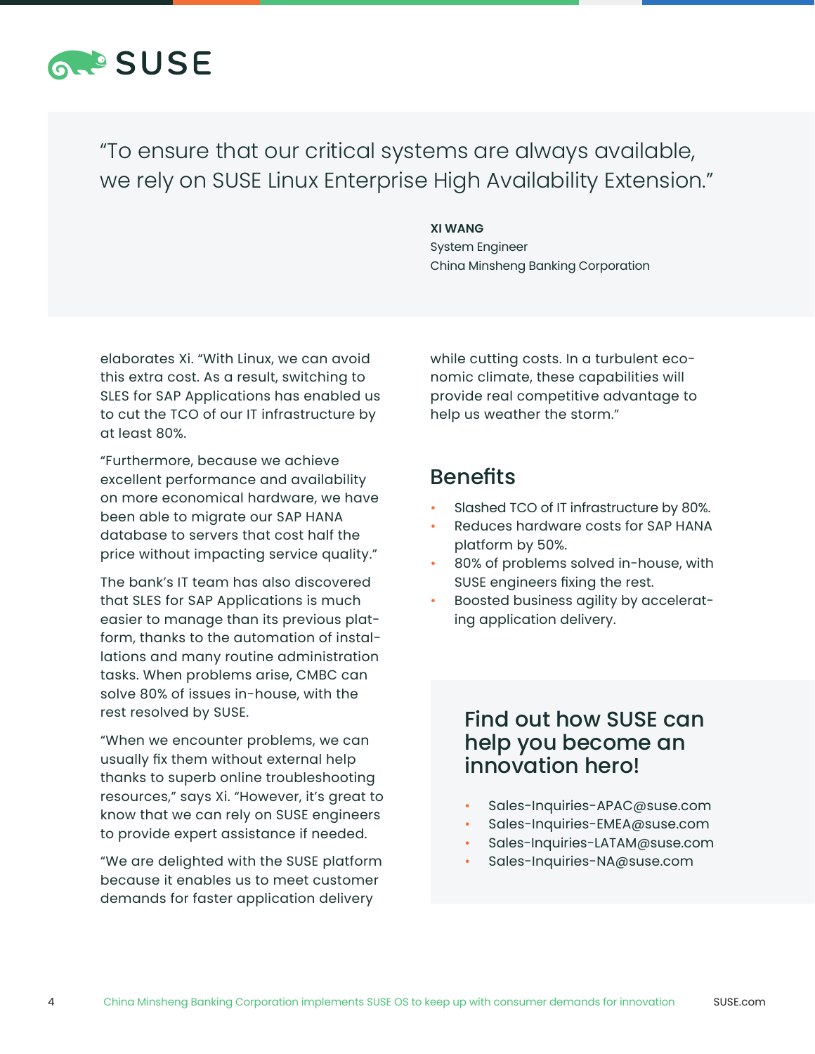> "To ensure that our critical systems are always available, we rely on SUSE Linux Enterprise High Availability Extension."
>
> **XI WANG**
> System Engineer
> China Minsheng Banking Corporation

elaborates Xi. "With Linux, we can avoid this extra cost. As a result, switching to SLES for SAP Applications has enabled us to cut the TCO of our IT infrastructure by at least 80%.

"Furthermore, because we achieve excellent performance and availability on more economical hardware, we have been able to migrate our SAP HANA database to servers that cost half the price without impacting service quality."

The bank's IT team has also discovered that SLES for SAP Applications is much easier to manage than its previous platform, thanks to the automation of installations and many routine administration tasks. When problems arise, CMBC can solve 80% of issues in-house, with the rest resolved by SUSE.

"When we encounter problems, we can usually fix them without external help thanks to superb online troubleshooting resources," says Xi. "However, it's great to know that we can rely on SUSE engineers to provide expert assistance if needed.

"We are delighted with the SUSE platform because it enables us to meet customer demands for faster application delivery while cutting costs. In a turbulent economic climate, these capabilities will provide real competitive advantage to help us weather the storm."

## Benefits

- Slashed TCO of IT infrastructure by 80%.
- Reduces hardware costs for SAP HANA platform by 50%.
- 80% of problems solved in-house, with SUSE engineers fixing the rest.
- Boosted business agility by accelerating application delivery.

## Find out how SUSE can help you become an innovation hero!

- Sales-Inquiries-APAC@suse.com
- Sales-Inquiries-EMEA@suse.com
- Sales-Inquiries-LATAM@suse.com
- Sales-Inquiries-NA@suse.com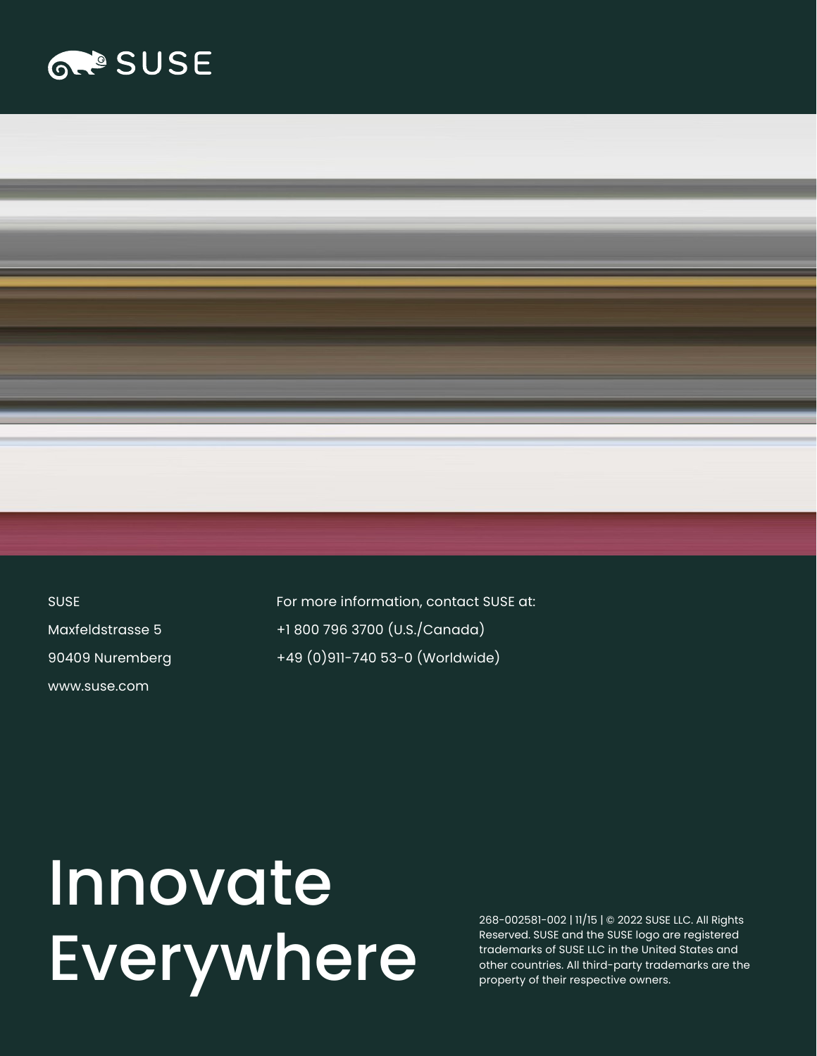SUSE

Maxfeldstrasse 5

90409 Nuremberg

www.suse.com

For more information, contact SUSE at:

+1 800 796 3700 (U.S./Canada)

+49 (0)911-740 53-0 (Worldwide)

# Innovate Everywhere

268-002581-002 | 11/15 | © 2022 SUSE LLC. All Rights Reserved. SUSE and the SUSE logo are registered trademarks of SUSE LLC in the United States and other countries. All third-party trademarks are the property of their respective owners.